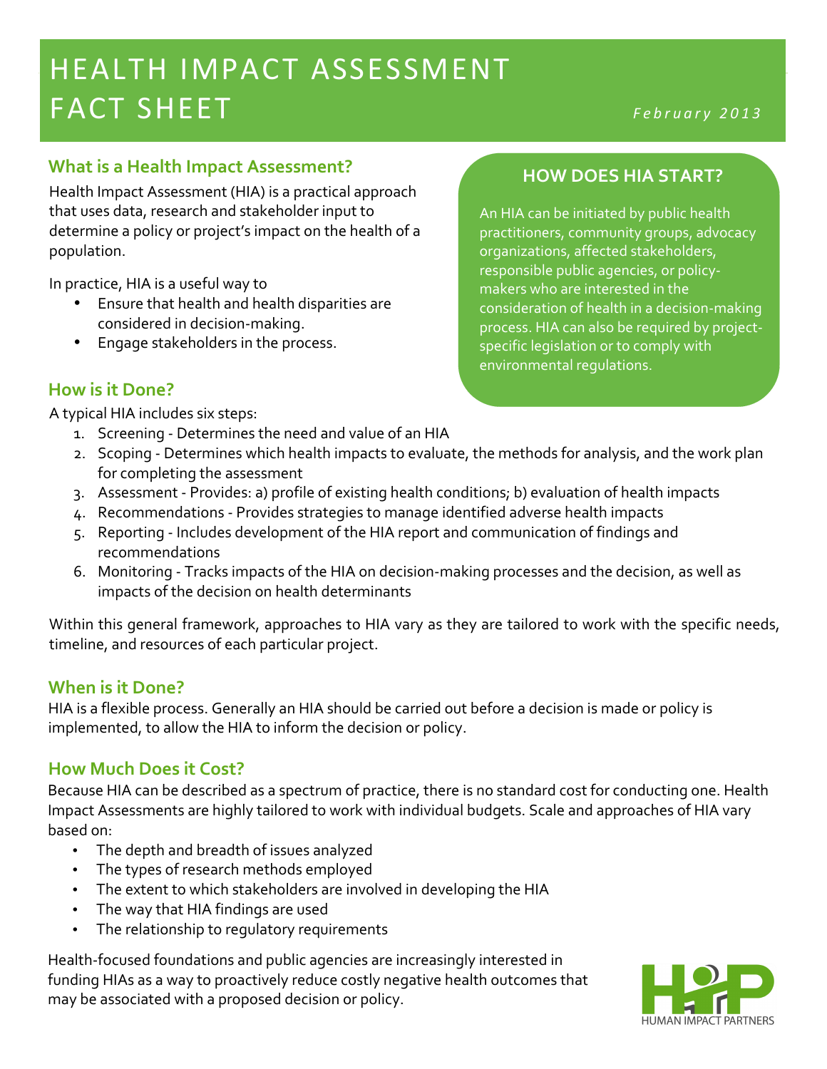# HEALTH IMPACT ASSESSMENT FACT SHEET

*February 2013*

## What is a Health Impact Assessment?

Health Impact Assessment (HIA) is a practical approach that uses data, research and stakeholder input to determine a policy or project's impact on the health of a population.

In practice, HIA is a useful way to

- Ensure that health and health disparities are considered in decision-making.
- Engage stakeholders in the process.

## HOW DOES HIA START?

An HIA can be initiated by public health practitioners, community groups, advocacy organizations, affected stakeholders, responsible public agencies, or policy-makers who are interested in the consideration of health in a decision-making process. HIA can also be required by project-specific legislation or to comply with environmental regulations.

## How is it Done?

A typical HIA includes six steps:

1. Screening - Determines the need and value of an HIA
2. Scoping - Determines which health impacts to evaluate, the methods for analysis, and the work plan for completing the assessment
3. Assessment - Provides: a) profile of existing health conditions; b) evaluation of health impacts
4. Recommendations - Provides strategies to manage identified adverse health impacts
5. Reporting - Includes development of the HIA report and communication of findings and recommendations
6. Monitoring - Tracks impacts of the HIA on decision-making processes and the decision, as well as impacts of the decision on health determinants

Within this general framework, approaches to HIA vary as they are tailored to work with the specific needs, timeline, and resources of each particular project.

## When is it Done?

HIA is a flexible process. Generally an HIA should be carried out before a decision is made or policy is implemented, to allow the HIA to inform the decision or policy.

## How Much Does it Cost?

Because HIA can be described as a spectrum of practice, there is no standard cost for conducting one. Health Impact Assessments are highly tailored to work with individual budgets. Scale and approaches of HIA vary based on:

- The depth and breadth of issues analyzed
- The types of research methods employed
- The extent to which stakeholders are involved in developing the HIA
- The way that HIA findings are used
- The relationship to regulatory requirements

Health-focused foundations and public agencies are increasingly interested in funding HIAs as a way to proactively reduce costly negative health outcomes that may be associated with a proposed decision or policy.

HUMAN IMPACT PARTNERS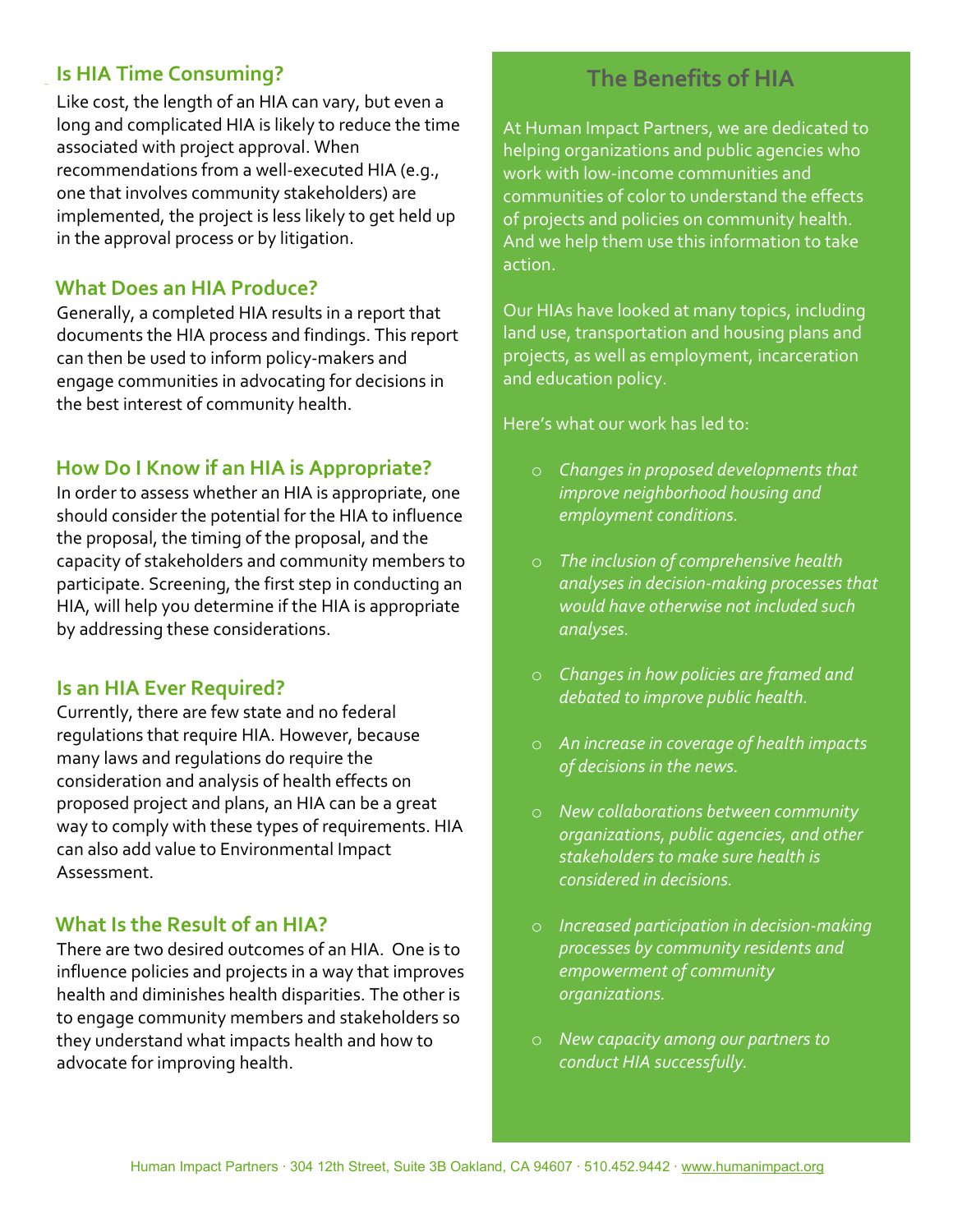## Is HIA Time Consuming?

Like cost, the length of an HIA can vary, but even a long and complicated HIA is likely to reduce the time associated with project approval. When recommendations from a well-executed HIA (e.g., one that involves community stakeholders) are implemented, the project is less likely to get held up in the approval process or by litigation.

## What Does an HIA Produce?

Generally, a completed HIA results in a report that documents the HIA process and findings. This report can then be used to inform policy-makers and engage communities in advocating for decisions in the best interest of community health.

## How Do I Know if an HIA is Appropriate?

In order to assess whether an HIA is appropriate, one should consider the potential for the HIA to influence the proposal, the timing of the proposal, and the capacity of stakeholders and community members to participate. Screening, the first step in conducting an HIA, will help you determine if the HIA is appropriate by addressing these considerations.

## Is an HIA Ever Required?

Currently, there are few state and no federal regulations that require HIA. However, because many laws and regulations do require the consideration and analysis of health effects on proposed project and plans, an HIA can be a great way to comply with these types of requirements. HIA can also add value to Environmental Impact Assessment.

## What Is the Result of an HIA?

There are two desired outcomes of an HIA. One is to influence policies and projects in a way that improves health and diminishes health disparities. The other is to engage community members and stakeholders so they understand what impacts health and how to advocate for improving health.

## The Benefits of HIA

At Human Impact Partners, we are dedicated to helping organizations and public agencies who work with low-income communities and communities of color to understand the effects of projects and policies on community health. And we help them use this information to take action.

Our HIAs have looked at many topics, including land use, transportation and housing plans and projects, as well as employment, incarceration and education policy.

Here's what our work has led to:

- *Changes in proposed developments that improve neighborhood housing and employment conditions.*
- *The inclusion of comprehensive health analyses in decision-making processes that would have otherwise not included such analyses.*
- *Changes in how policies are framed and debated to improve public health.*
- *An increase in coverage of health impacts of decisions in the news.*
- *New collaborations between community organizations, public agencies, and other stakeholders to make sure health is considered in decisions.*
- *Increased participation in decision-making processes by community residents and empowerment of community organizations.*
- *New capacity among our partners to conduct HIA successfully.*

Human Impact Partners · 304 12th Street, Suite 3B Oakland, CA 94607 · 510.452.9442 · www.humanimpact.org